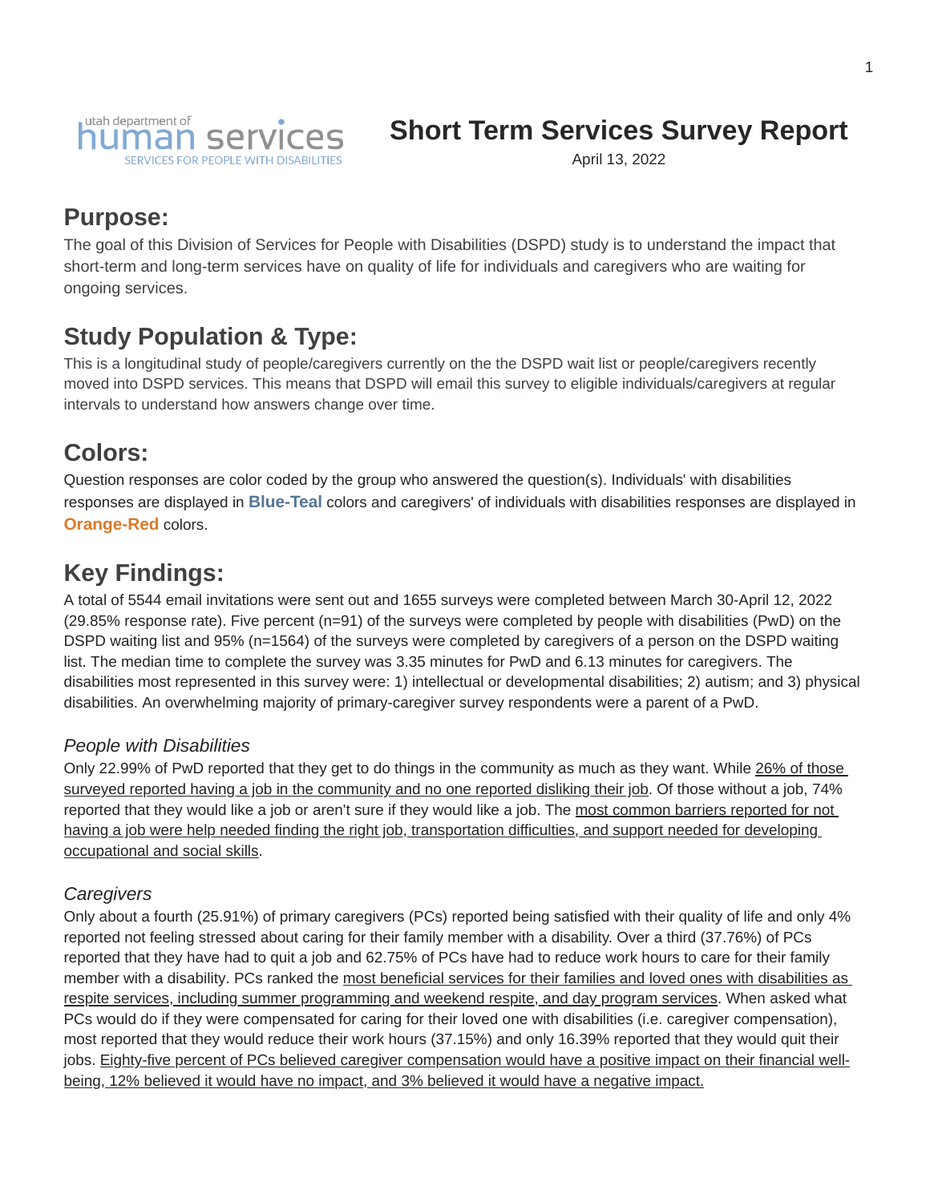utah department of human services
SERVICES FOR PEOPLE WITH DISABILITIES

# Short Term Services Survey Report

April 13, 2022

## Purpose:

The goal of this Division of Services for People with Disabilities (DSPD) study is to understand the impact that short-term and long-term services have on quality of life for individuals and caregivers who are waiting for ongoing services.

## Study Population & Type:

This is a longitudinal study of people/caregivers currently on the the DSPD wait list or people/caregivers recently moved into DSPD services. This means that DSPD will email this survey to eligible individuals/caregivers at regular intervals to understand how answers change over time.

## Colors:

Question responses are color coded by the group who answered the question(s). Individuals' with disabilities responses are displayed in **Blue-Teal** colors and caregivers' of individuals with disabilities responses are displayed in **Orange-Red** colors.

## Key Findings:

A total of 5544 email invitations were sent out and 1655 surveys were completed between March 30-April 12, 2022 (29.85% response rate). Five percent (n=91) of the surveys were completed by people with disabilities (PwD) on the DSPD waiting list and 95% (n=1564) of the surveys were completed by caregivers of a person on the DSPD waiting list. The median time to complete the survey was 3.35 minutes for PwD and 6.13 minutes for caregivers. The disabilities most represented in this survey were: 1) intellectual or developmental disabilities; 2) autism; and 3) physical disabilities. An overwhelming majority of primary-caregiver survey respondents were a parent of a PwD.

### *People with Disabilities*

Only 22.99% of PwD reported that they get to do things in the community as much as they want. While 26% of those surveyed reported having a job in the community and no one reported disliking their job. Of those without a job, 74% reported that they would like a job or aren't sure if they would like a job. The most common barriers reported for not having a job were help needed finding the right job, transportation difficulties, and support needed for developing occupational and social skills.

### *Caregivers*

Only about a fourth (25.91%) of primary caregivers (PCs) reported being satisfied with their quality of life and only 4% reported not feeling stressed about caring for their family member with a disability. Over a third (37.76%) of PCs reported that they have had to quit a job and 62.75% of PCs have had to reduce work hours to care for their family member with a disability. PCs ranked the most beneficial services for their families and loved ones with disabilities as respite services, including summer programming and weekend respite, and day program services. When asked what PCs would do if they were compensated for caring for their loved one with disabilities (i.e. caregiver compensation), most reported that they would reduce their work hours (37.15%) and only 16.39% reported that they would quit their jobs. Eighty-five percent of PCs believed caregiver compensation would have a positive impact on their financial well-being, 12% believed it would have no impact, and 3% believed it would have a negative impact.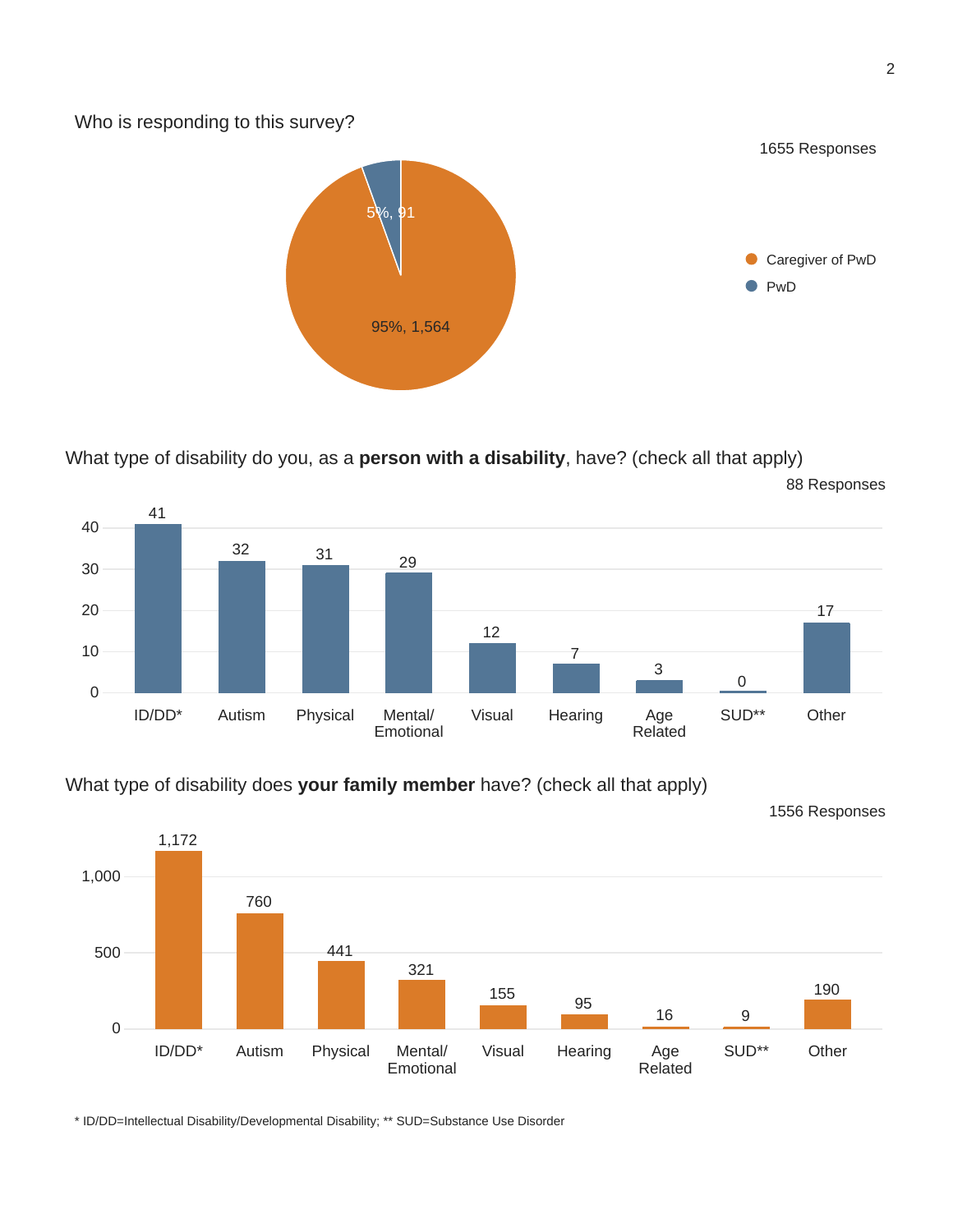Who is responding to this survey?

1655 Responses

| Respondent | Percent | Count |
|---|---|---|
| Caregiver of PwD | 95% | 1,564 |
| PwD | 5% | 91 |

What type of disability do you, as a **person with a disability**, have? (check all that apply)

88 Responses

| Disability type | Count |
|---|---|
| ID/DD* | 41 |
| Autism | 32 |
| Physical | 31 |
| Mental/ Emotional | 29 |
| Visual | 12 |
| Hearing | 7 |
| Age Related | 3 |
| SUD** | 0 |
| Other | 17 |

What type of disability does **your family member** have? (check all that apply)

1556 Responses

| Disability type | Count |
|---|---|
| ID/DD* | 1,172 |
| Autism | 760 |
| Physical | 441 |
| Mental/ Emotional | 321 |
| Visual | 155 |
| Hearing | 95 |
| Age Related | 16 |
| SUD** | 9 |
| Other | 190 |

* ID/DD=Intellectual Disability/Developmental Disability; ** SUD=Substance Use Disorder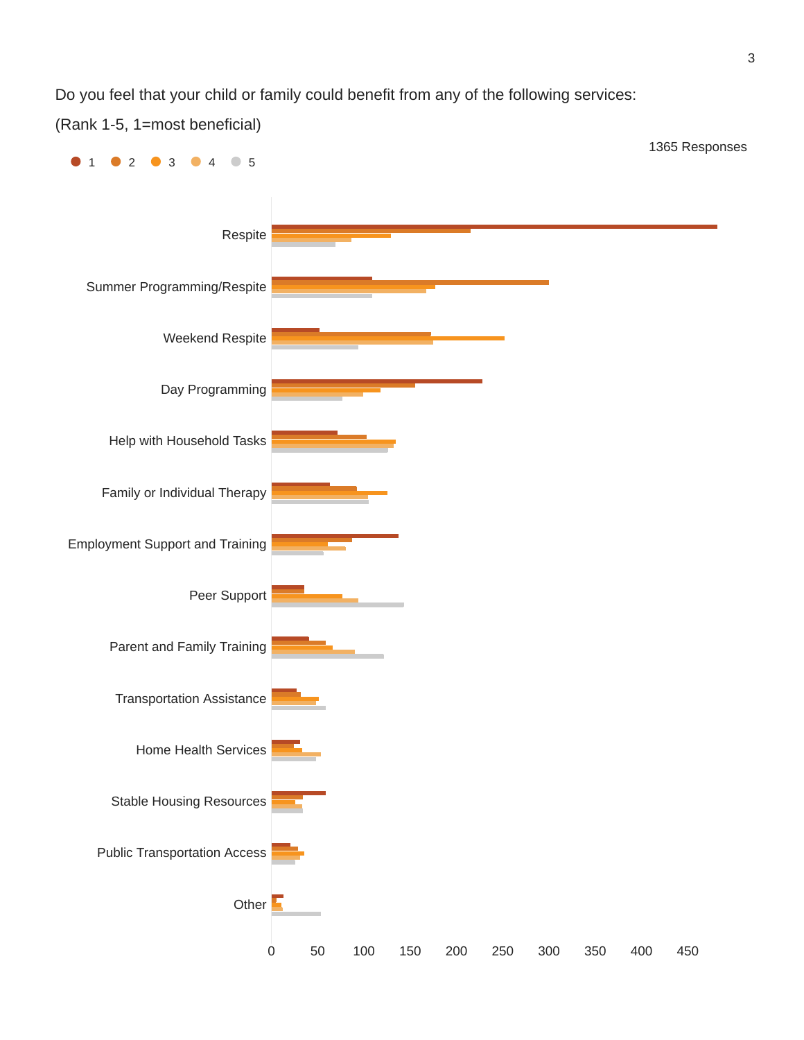Do you feel that your child or family could benefit from any of the following services:

(Rank 1-5, 1=most beneficial)

1365 Responses

● 1 ● 2 ● 3 ● 4 ● 5

Respite

Summer Programming/Respite

Weekend Respite

Day Programming

Help with Household Tasks

Family or Individual Therapy

Employment Support and Training

Peer Support

Parent and Family Training

Transportation Assistance

Home Health Services

Stable Housing Resources

Public Transportation Access

Other

0 50 100 150 200 250 300 350 400 450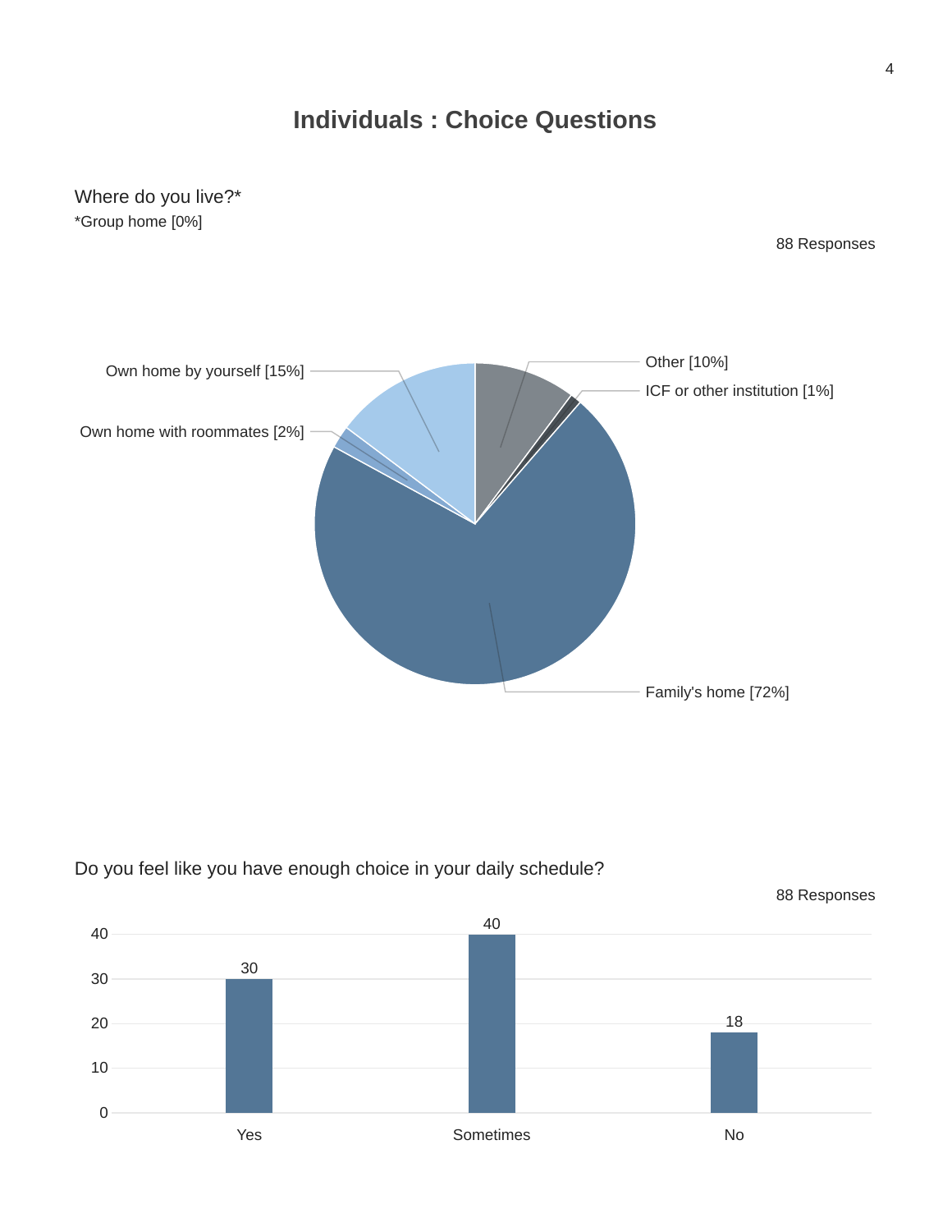# Individuals : Choice Questions

Where do you live?*

*Group home [0%]

88 Responses

| Response | Percentage |
| --- | --- |
| Family's home | 72% |
| Own home by yourself | 15% |
| Other | 10% |
| Own home with roommates | 2% |
| ICF or other institution | 1% |

Do you feel like you have enough choice in your daily schedule?

88 Responses

| Response | Count |
| --- | --- |
| Yes | 30 |
| Sometimes | 40 |
| No | 18 |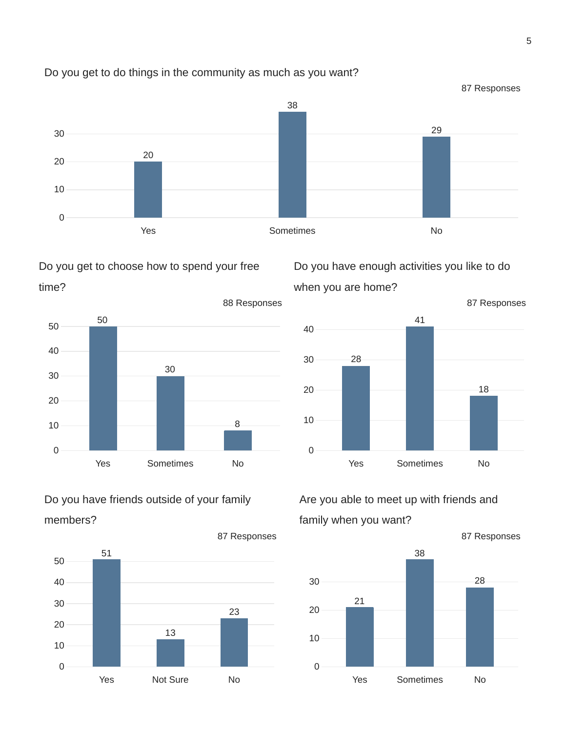### Do you get to do things in the community as much as you want?

87 Responses

| Response | Count |
|---|---|
| Yes | 20 |
| Sometimes | 38 |
| No | 29 |

### Do you get to choose how to spend your free time?

88 Responses

| Response | Count |
|---|---|
| Yes | 50 |
| Sometimes | 30 |
| No | 8 |

### Do you have enough activities you like to do when you are home?

87 Responses

| Response | Count |
|---|---|
| Yes | 28 |
| Sometimes | 41 |
| No | 18 |

### Do you have friends outside of your family members?

87 Responses

| Response | Count |
|---|---|
| Yes | 51 |
| Not Sure | 13 |
| No | 23 |

### Are you able to meet up with friends and family when you want?

87 Responses

| Response | Count |
|---|---|
| Yes | 21 |
| Sometimes | 38 |
| No | 28 |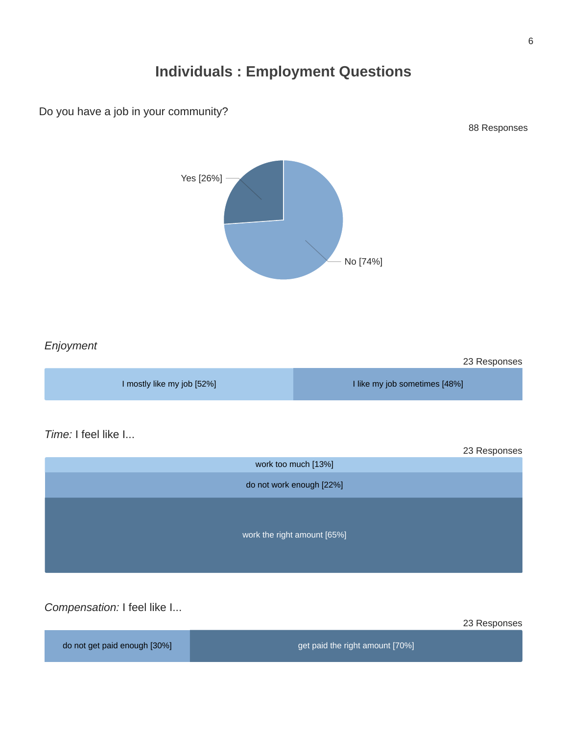# Individuals : Employment Questions

Do you have a job in your community?

88 Responses

Yes [26%]

No [74%]

*Enjoyment*

23 Responses

I mostly like my job [52%]

I like my job sometimes [48%]

*Time:* I feel like I...

23 Responses

work too much [13%]

do not work enough [22%]

work the right amount [65%]

*Compensation:* I feel like I...

23 Responses

do not get paid enough [30%]

get paid the right amount [70%]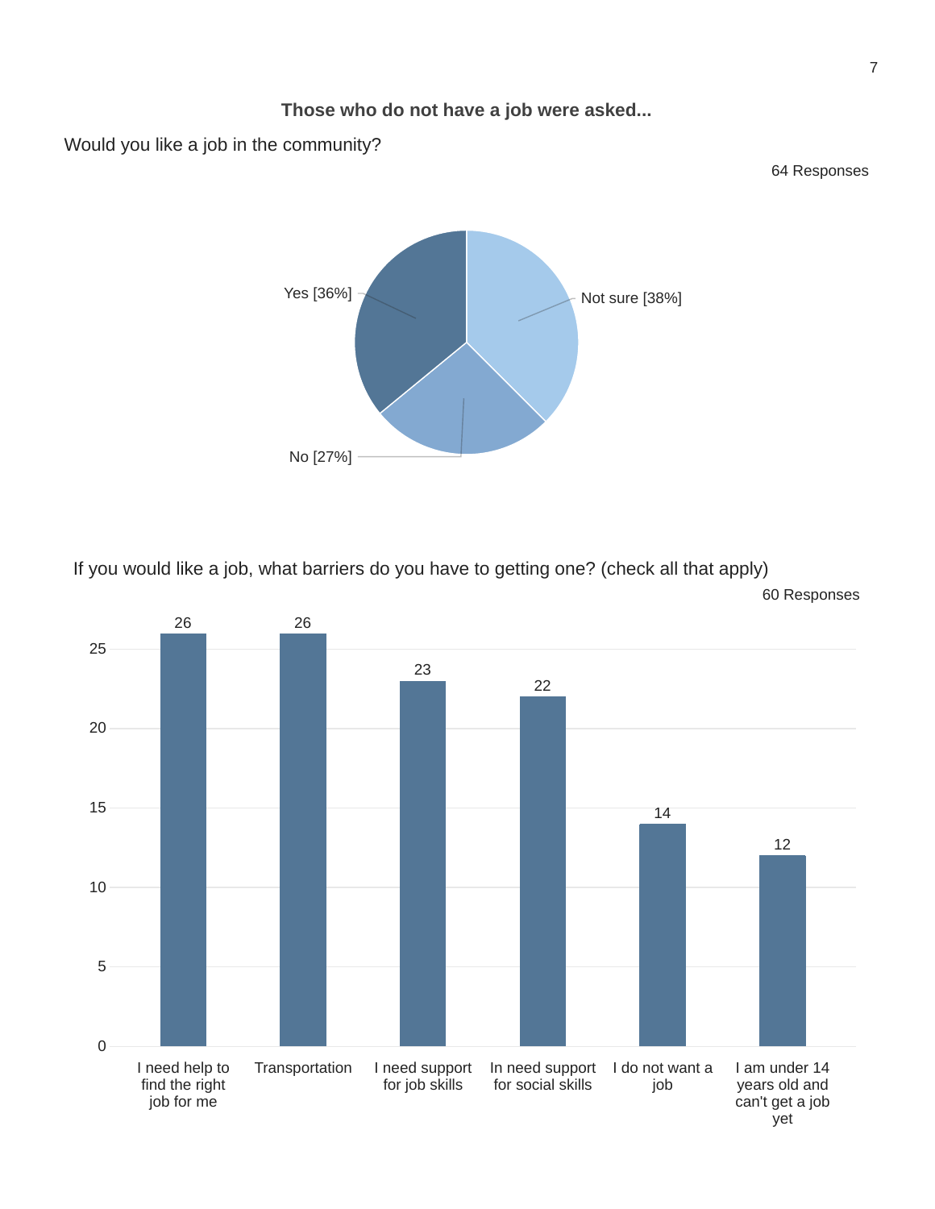**Those who do not have a job were asked...**

Would you like a job in the community?

64 Responses

| Response | Percentage |
| --- | --- |
| Yes | 36% |
| Not sure | 38% |
| No | 27% |

If you would like a job, what barriers do you have to getting one? (check all that apply)

60 Responses

| Barrier | Responses |
| --- | --- |
| I need help to find the right job for me | 26 |
| Transportation | 26 |
| I need support for job skills | 23 |
| In need support for social skills | 22 |
| I do not want a job | 14 |
| I am under 14 years old and can't get a job yet | 12 |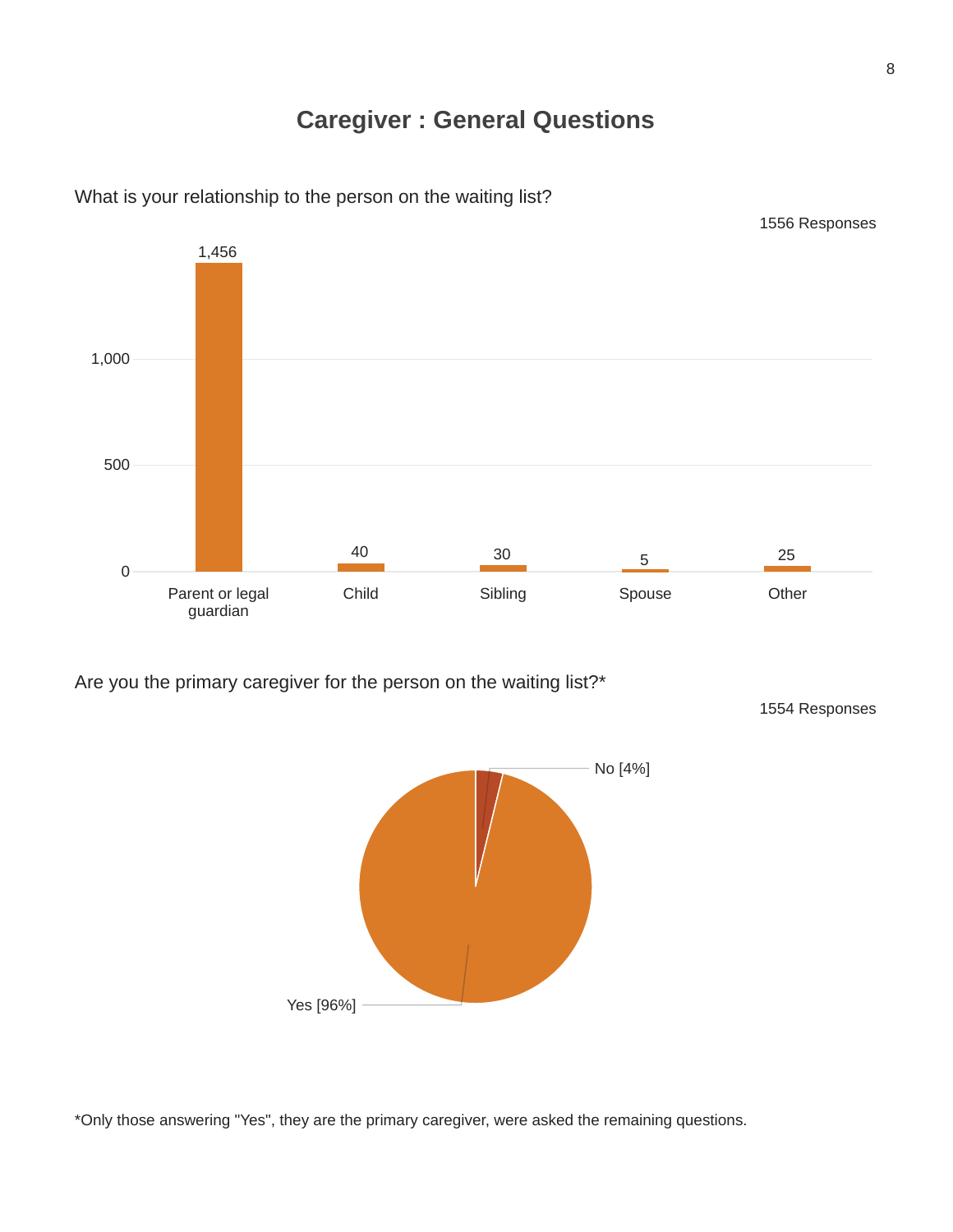# Caregiver : General Questions

What is your relationship to the person on the waiting list?

1556 Responses

| Relationship | Responses |
| --- | --- |
| Parent or legal guardian | 1,456 |
| Child | 40 |
| Sibling | 30 |
| Spouse | 5 |
| Other | 25 |

Are you the primary caregiver for the person on the waiting list?*

1554 Responses

| Answer | Percent |
| --- | --- |
| Yes | 96% |
| No | 4% |

*Only those answering "Yes", they are the primary caregiver, were asked the remaining questions.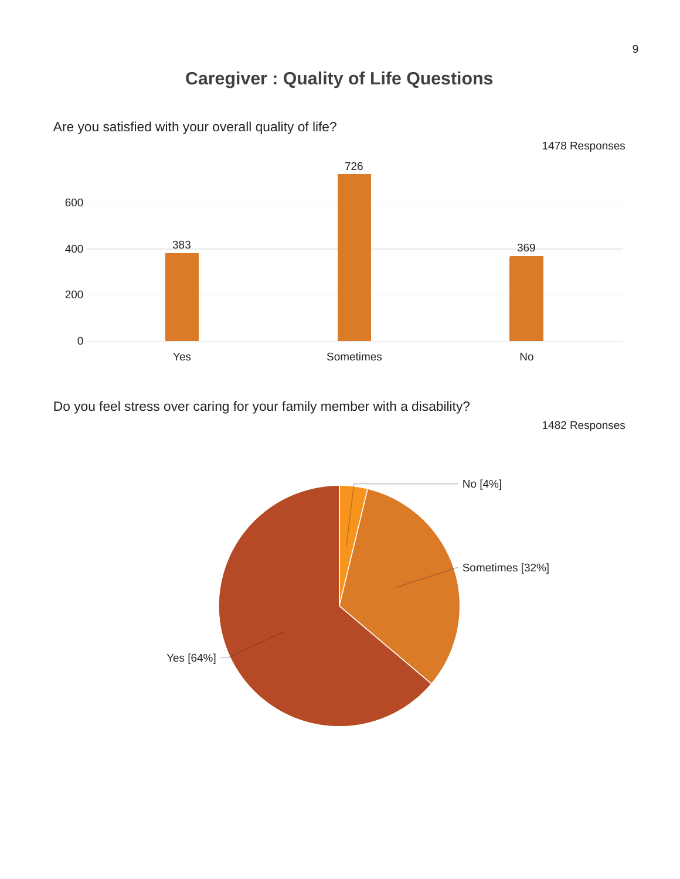# Caregiver : Quality of Life Questions

Are you satisfied with your overall quality of life?

1478 Responses

| Response | Count |
| --- | --- |
| Yes | 383 |
| Sometimes | 726 |
| No | 369 |

Do you feel stress over caring for your family member with a disability?

1482 Responses

| Response | Percentage |
| --- | --- |
| No | 4% |
| Sometimes | 32% |
| Yes | 64% |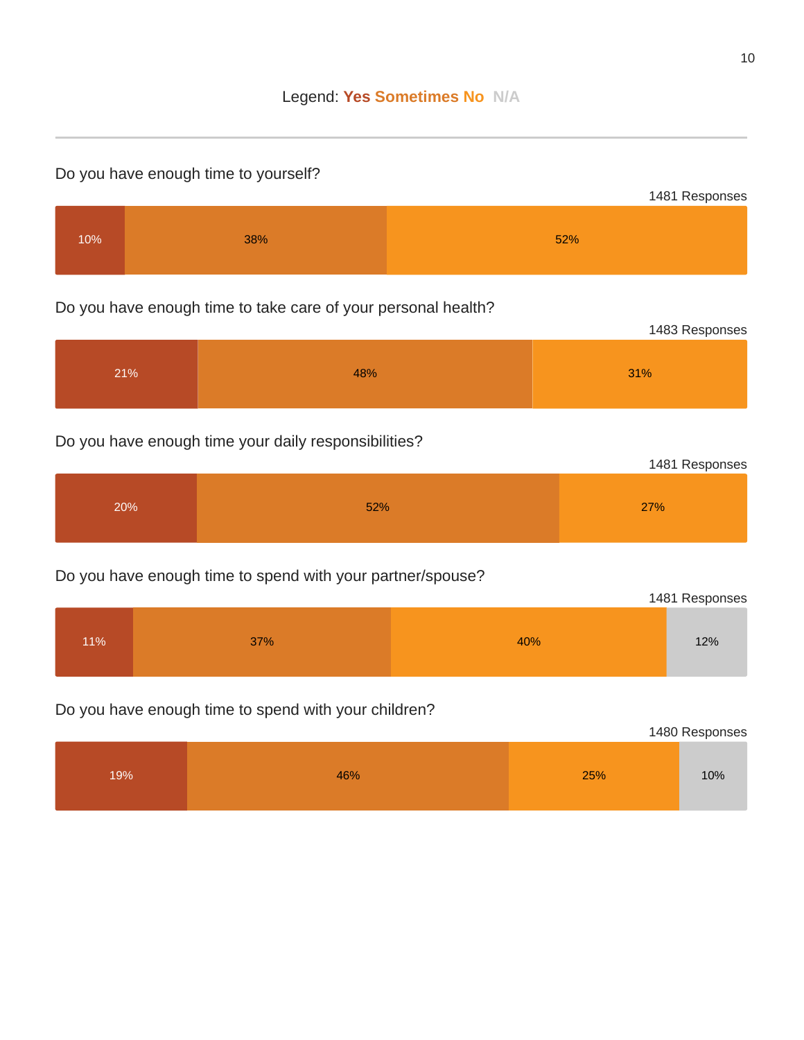Legend: **Yes** **Sometimes** **No** N/A

---

Do you have enough time to yourself?

1481 Responses

| Yes | Sometimes | No |
|---|---|---|
| 10% | 38% | 52% |

Do you have enough time to take care of your personal health?

1483 Responses

| Yes | Sometimes | No |
|---|---|---|
| 21% | 48% | 31% |

Do you have enough time your daily responsibilities?

1481 Responses

| Yes | Sometimes | No |
|---|---|---|
| 20% | 52% | 27% |

Do you have enough time to spend with your partner/spouse?

1481 Responses

| Yes | Sometimes | No | N/A |
|---|---|---|---|
| 11% | 37% | 40% | 12% |

Do you have enough time to spend with your children?

1480 Responses

| Yes | Sometimes | No | N/A |
|---|---|---|---|
| 19% | 46% | 25% | 10% |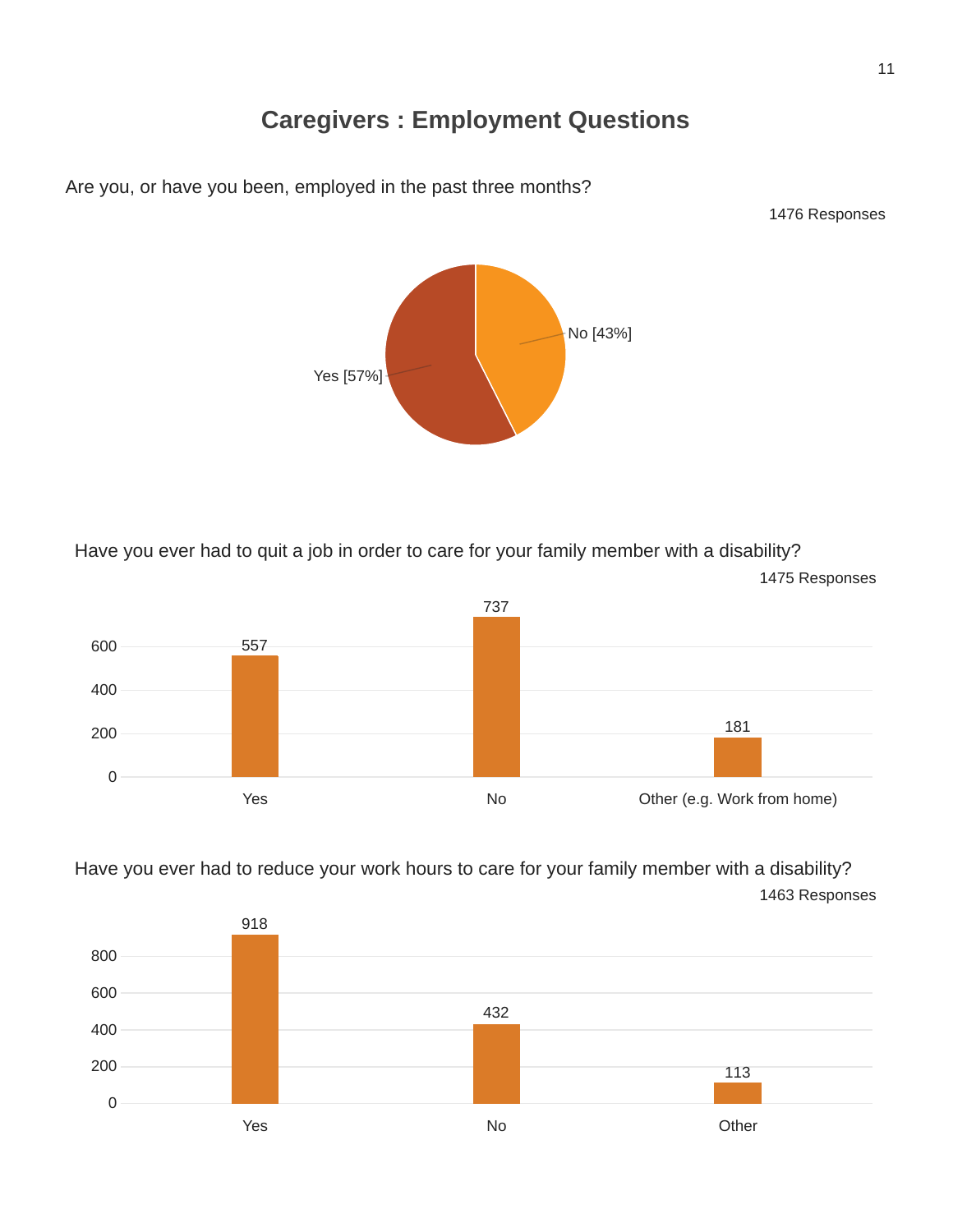# Caregivers : Employment Questions

Are you, or have you been, employed in the past three months?

1476 Responses

| Response | Percentage |
| --- | --- |
| Yes | 57% |
| No | 43% |

Have you ever had to quit a job in order to care for your family member with a disability?

1475 Responses

| Response | Count |
| --- | --- |
| Yes | 557 |
| No | 737 |
| Other (e.g. Work from home) | 181 |

Have you ever had to reduce your work hours to care for your family member with a disability?

1463 Responses

| Response | Count |
| --- | --- |
| Yes | 918 |
| No | 432 |
| Other | 113 |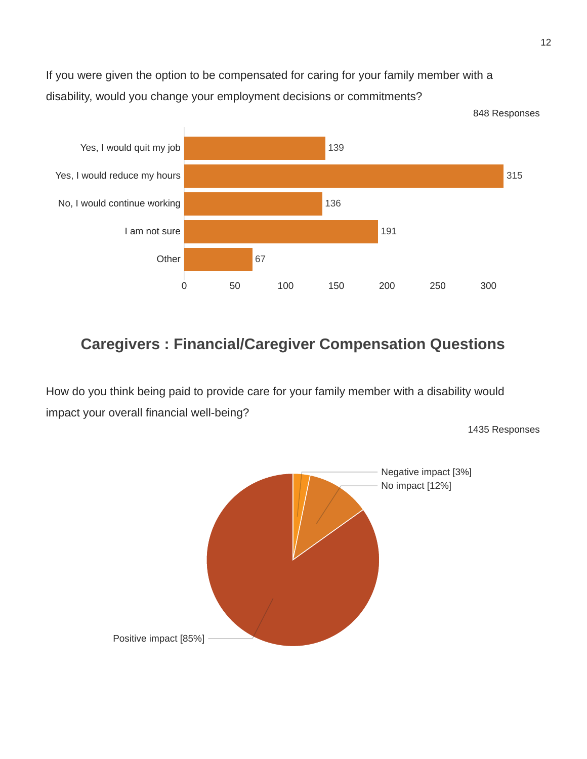If you were given the option to be compensated for caring for your family member with a disability, would you change your employment decisions or commitments?

848 Responses

| Response | Count |
| --- | --- |
| Yes, I would quit my job | 139 |
| Yes, I would reduce my hours | 315 |
| No, I would continue working | 136 |
| I am not sure | 191 |
| Other | 67 |

## Caregivers : Financial/Caregiver Compensation Questions

How do you think being paid to provide care for your family member with a disability would impact your overall financial well-being?

1435 Responses

| Response | Percentage |
| --- | --- |
| Negative impact | 3% |
| No impact | 12% |
| Positive impact | 85% |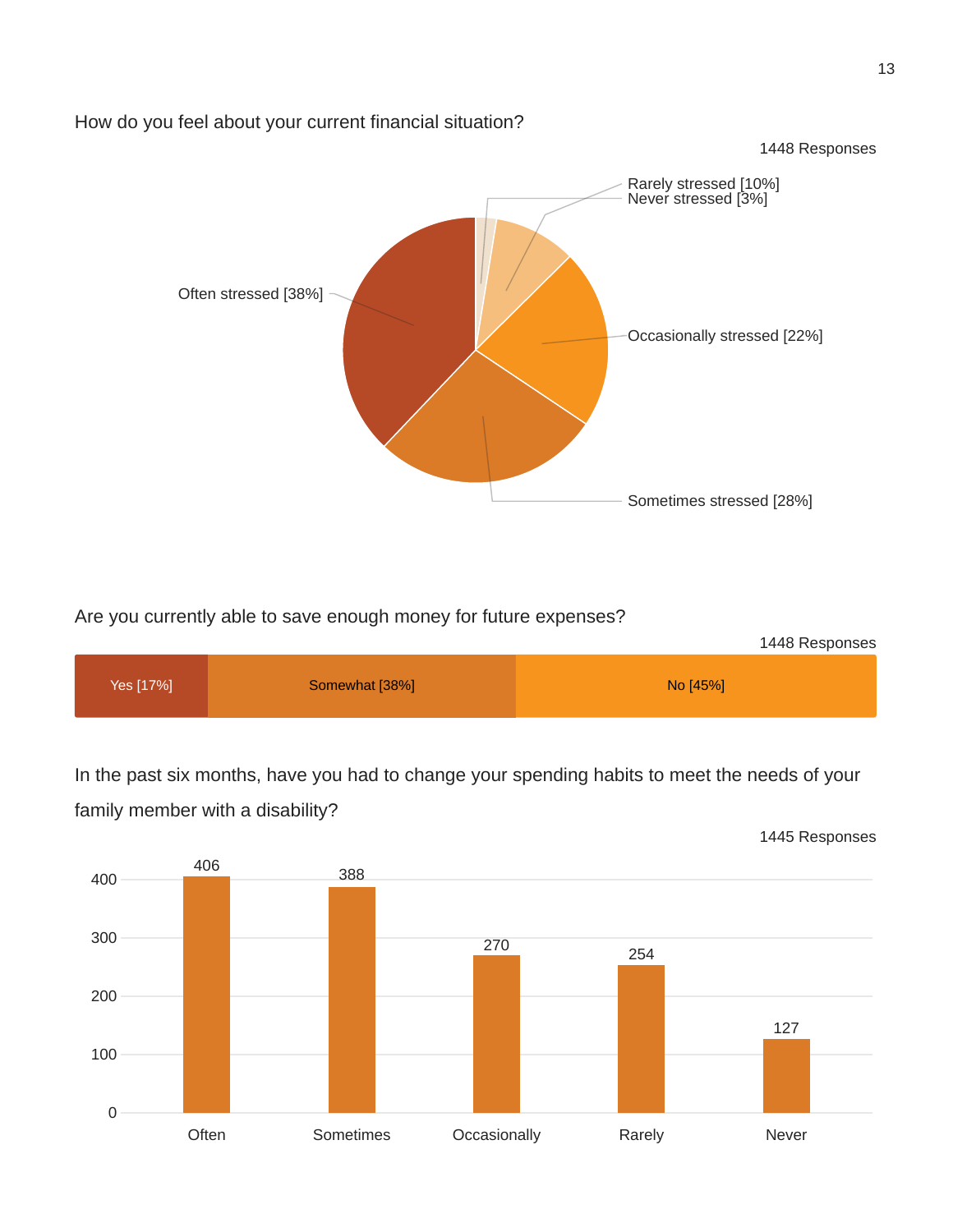How do you feel about your current financial situation?

1448 Responses

Rarely stressed [10%]
Never stressed [3%]
Often stressed [38%]
Occasionally stressed [22%]
Sometimes stressed [28%]

Are you currently able to save enough money for future expenses?

1448 Responses

Yes [17%]
Somewhat [38%]
No [45%]

In the past six months, have you had to change your spending habits to meet the needs of your family member with a disability?

1445 Responses

400
300
200
100
0

406
388
270
254
127

Often
Sometimes
Occasionally
Rarely
Never